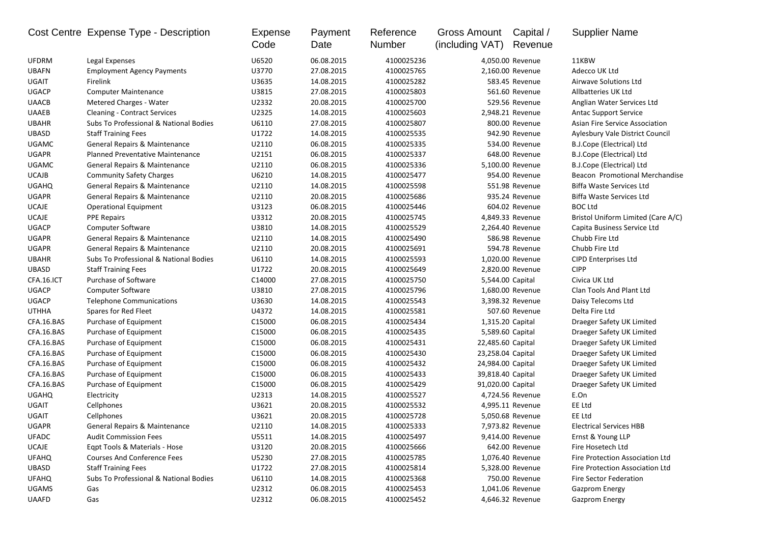| Cost Centre | Expense Type - Description | Expense Code | Payment Date | Reference Number | Gross Amount (including VAT) | Capital / Revenue | Supplier Name |
|---|---|---|---|---|---|---|---|
| UFDRM | Legal Expenses | U6520 | 06.08.2015 | 4100025236 | 4,050.00 | Revenue | 11KBW |
| UBAFN | Employment Agency Payments | U3770 | 27.08.2015 | 4100025765 | 2,160.00 | Revenue | Adecco UK Ltd |
| UGAIT | Firelink | U3635 | 14.08.2015 | 4100025282 | 583.45 | Revenue | Airwave Solutions Ltd |
| UGACP | Computer Maintenance | U3815 | 27.08.2015 | 4100025803 | 561.60 | Revenue | Allbatteries UK Ltd |
| UAACB | Metered Charges - Water | U2332 | 20.08.2015 | 4100025700 | 529.56 | Revenue | Anglian Water Services Ltd |
| UAAEB | Cleaning - Contract Services | U2325 | 14.08.2015 | 4100025603 | 2,948.21 | Revenue | Antac Support Service |
| UBAHR | Subs To Professional & National Bodies | U6110 | 27.08.2015 | 4100025807 | 800.00 | Revenue | Asian Fire Service Association |
| UBASD | Staff Training Fees | U1722 | 14.08.2015 | 4100025535 | 942.90 | Revenue | Aylesbury Vale District Council |
| UGAMC | General Repairs & Maintenance | U2110 | 06.08.2015 | 4100025335 | 534.00 | Revenue | B.J.Cope (Electrical) Ltd |
| UGAPR | Planned Preventative Maintenance | U2151 | 06.08.2015 | 4100025337 | 648.00 | Revenue | B.J.Cope (Electrical) Ltd |
| UGAMC | General Repairs & Maintenance | U2110 | 06.08.2015 | 4100025336 | 5,100.00 | Revenue | B.J.Cope (Electrical) Ltd |
| UCAJB | Community Safety Charges | U6210 | 14.08.2015 | 4100025477 | 954.00 | Revenue | Beacon Promotional Merchandise |
| UGAHQ | General Repairs & Maintenance | U2110 | 14.08.2015 | 4100025598 | 551.98 | Revenue | Biffa Waste Services Ltd |
| UGAPR | General Repairs & Maintenance | U2110 | 20.08.2015 | 4100025686 | 935.24 | Revenue | Biffa Waste Services Ltd |
| UCAJE | Operational Equipment | U3123 | 06.08.2015 | 4100025446 | 604.02 | Revenue | BOC Ltd |
| UCAJE | PPE Repairs | U3312 | 20.08.2015 | 4100025745 | 4,849.33 | Revenue | Bristol Uniform Limited (Care A/C) |
| UGACP | Computer Software | U3810 | 14.08.2015 | 4100025529 | 2,264.40 | Revenue | Capita Business Service Ltd |
| UGAPR | General Repairs & Maintenance | U2110 | 14.08.2015 | 4100025490 | 586.98 | Revenue | Chubb Fire Ltd |
| UGAPR | General Repairs & Maintenance | U2110 | 20.08.2015 | 4100025691 | 594.78 | Revenue | Chubb Fire Ltd |
| UBAHR | Subs To Professional & National Bodies | U6110 | 14.08.2015 | 4100025593 | 1,020.00 | Revenue | CIPD Enterprises Ltd |
| UBASD | Staff Training Fees | U1722 | 20.08.2015 | 4100025649 | 2,820.00 | Revenue | CIPP |
| CFA.16.ICT | Purchase of Software | C14000 | 27.08.2015 | 4100025750 | 5,544.00 | Capital | Civica UK Ltd |
| UGACP | Computer Software | U3810 | 27.08.2015 | 4100025796 | 1,680.00 | Revenue | Clan Tools And Plant Ltd |
| UGACP | Telephone Communications | U3630 | 14.08.2015 | 4100025543 | 3,398.32 | Revenue | Daisy Telecoms Ltd |
| UTHHA | Spares for Red Fleet | U4372 | 14.08.2015 | 4100025581 | 507.60 | Revenue | Delta Fire Ltd |
| CFA.16.BAS | Purchase of Equipment | C15000 | 06.08.2015 | 4100025434 | 1,315.20 | Capital | Draeger Safety UK Limited |
| CFA.16.BAS | Purchase of Equipment | C15000 | 06.08.2015 | 4100025435 | 5,589.60 | Capital | Draeger Safety UK Limited |
| CFA.16.BAS | Purchase of Equipment | C15000 | 06.08.2015 | 4100025431 | 22,485.60 | Capital | Draeger Safety UK Limited |
| CFA.16.BAS | Purchase of Equipment | C15000 | 06.08.2015 | 4100025430 | 23,258.04 | Capital | Draeger Safety UK Limited |
| CFA.16.BAS | Purchase of Equipment | C15000 | 06.08.2015 | 4100025432 | 24,984.00 | Capital | Draeger Safety UK Limited |
| CFA.16.BAS | Purchase of Equipment | C15000 | 06.08.2015 | 4100025433 | 39,818.40 | Capital | Draeger Safety UK Limited |
| CFA.16.BAS | Purchase of Equipment | C15000 | 06.08.2015 | 4100025429 | 91,020.00 | Capital | Draeger Safety UK Limited |
| UGAHQ | Electricity | U2313 | 14.08.2015 | 4100025527 | 4,724.56 | Revenue | E.On |
| UGAIT | Cellphones | U3621 | 20.08.2015 | 4100025532 | 4,995.11 | Revenue | EE Ltd |
| UGAIT | Cellphones | U3621 | 20.08.2015 | 4100025728 | 5,050.68 | Revenue | EE Ltd |
| UGAPR | General Repairs & Maintenance | U2110 | 14.08.2015 | 4100025333 | 7,973.82 | Revenue | Electrical Services HBB |
| UFADC | Audit Commission Fees | U5511 | 14.08.2015 | 4100025497 | 9,414.00 | Revenue | Ernst & Young LLP |
| UCAJE | Eqpt Tools & Materials - Hose | U3120 | 20.08.2015 | 4100025666 | 642.00 | Revenue | Fire Hosetech Ltd |
| UFAHQ | Courses And Conference Fees | U5230 | 27.08.2015 | 4100025785 | 1,076.40 | Revenue | Fire Protection Association Ltd |
| UBASD | Staff Training Fees | U1722 | 27.08.2015 | 4100025814 | 5,328.00 | Revenue | Fire Protection Association Ltd |
| UFAHQ | Subs To Professional & National Bodies | U6110 | 14.08.2015 | 4100025368 | 750.00 | Revenue | Fire Sector Federation |
| UGAMS | Gas | U2312 | 06.08.2015 | 4100025453 | 1,041.06 | Revenue | Gazprom Energy |
| UAAFD | Gas | U2312 | 06.08.2015 | 4100025452 | 4,646.32 | Revenue | Gazprom Energy |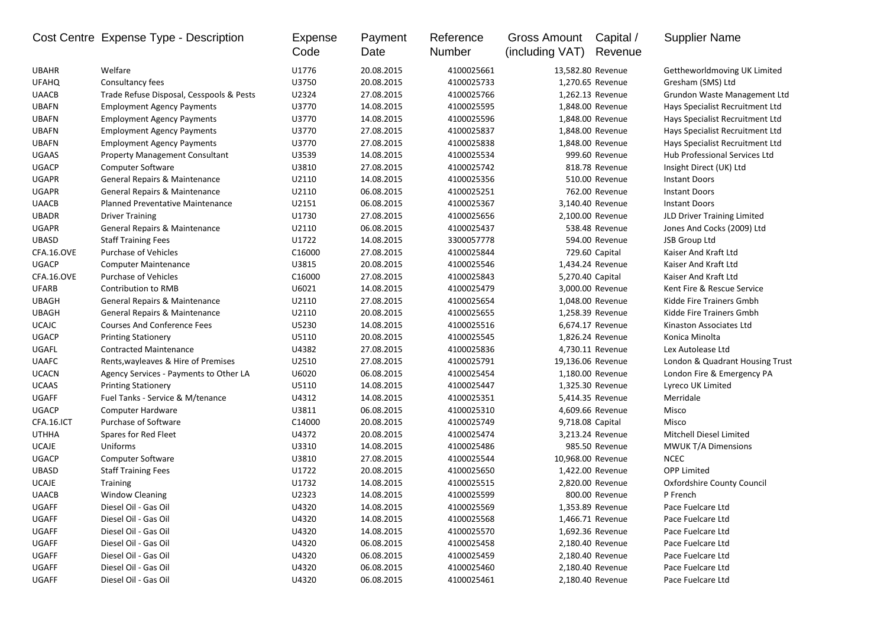| Cost Centre | Expense Type - Description | Expense Code | Payment Date | Reference Number | Gross Amount (including VAT) | Capital / Revenue | Supplier Name |
|---|---|---|---|---|---|---|---|
| UBAHR | Welfare | U1776 | 20.08.2015 | 4100025661 | 13,582.80 | Revenue | Gettheworldmoving UK Limited |
| UFAHQ | Consultancy fees | U3750 | 20.08.2015 | 4100025733 | 1,270.65 | Revenue | Gresham (SMS) Ltd |
| UAACB | Trade Refuse Disposal, Cesspools & Pests | U2324 | 27.08.2015 | 4100025766 | 1,262.13 | Revenue | Grundon Waste Management Ltd |
| UBAFN | Employment Agency Payments | U3770 | 14.08.2015 | 4100025595 | 1,848.00 | Revenue | Hays Specialist Recruitment Ltd |
| UBAFN | Employment Agency Payments | U3770 | 14.08.2015 | 4100025596 | 1,848.00 | Revenue | Hays Specialist Recruitment Ltd |
| UBAFN | Employment Agency Payments | U3770 | 27.08.2015 | 4100025837 | 1,848.00 | Revenue | Hays Specialist Recruitment Ltd |
| UBAFN | Employment Agency Payments | U3770 | 27.08.2015 | 4100025838 | 1,848.00 | Revenue | Hays Specialist Recruitment Ltd |
| UGAAS | Property Management Consultant | U3539 | 14.08.2015 | 4100025534 | 999.60 | Revenue | Hub Professional Services Ltd |
| UGACP | Computer Software | U3810 | 27.08.2015 | 4100025742 | 818.78 | Revenue | Insight Direct (UK) Ltd |
| UGAPR | General Repairs & Maintenance | U2110 | 14.08.2015 | 4100025356 | 510.00 | Revenue | Instant Doors |
| UGAPR | General Repairs & Maintenance | U2110 | 06.08.2015 | 4100025251 | 762.00 | Revenue | Instant Doors |
| UAACB | Planned Preventative Maintenance | U2151 | 06.08.2015 | 4100025367 | 3,140.40 | Revenue | Instant Doors |
| UBADR | Driver Training | U1730 | 27.08.2015 | 4100025656 | 2,100.00 | Revenue | JLD Driver Training Limited |
| UGAPR | General Repairs & Maintenance | U2110 | 06.08.2015 | 4100025437 | 538.48 | Revenue | Jones And Cocks (2009) Ltd |
| UBASD | Staff Training Fees | U1722 | 14.08.2015 | 3300057778 | 594.00 | Revenue | JSB Group Ltd |
| CFA.16.OVE | Purchase of Vehicles | C16000 | 27.08.2015 | 4100025844 | 729.60 | Capital | Kaiser And Kraft Ltd |
| UGACP | Computer Maintenance | U3815 | 20.08.2015 | 4100025546 | 1,434.24 | Revenue | Kaiser And Kraft Ltd |
| CFA.16.OVE | Purchase of Vehicles | C16000 | 27.08.2015 | 4100025843 | 5,270.40 | Capital | Kaiser And Kraft Ltd |
| UFARB | Contribution to RMB | U6021 | 14.08.2015 | 4100025479 | 3,000.00 | Revenue | Kent Fire & Rescue Service |
| UBAGH | General Repairs & Maintenance | U2110 | 27.08.2015 | 4100025654 | 1,048.00 | Revenue | Kidde Fire Trainers Gmbh |
| UBAGH | General Repairs & Maintenance | U2110 | 20.08.2015 | 4100025655 | 1,258.39 | Revenue | Kidde Fire Trainers Gmbh |
| UCAJC | Courses And Conference Fees | U5230 | 14.08.2015 | 4100025516 | 6,674.17 | Revenue | Kinaston Associates Ltd |
| UGACP | Printing Stationery | U5110 | 20.08.2015 | 4100025545 | 1,826.24 | Revenue | Konica Minolta |
| UGAFL | Contracted Maintenance | U4382 | 27.08.2015 | 4100025836 | 4,730.11 | Revenue | Lex Autolease Ltd |
| UAAFC | Rents,wayleaves & Hire of Premises | U2510 | 27.08.2015 | 4100025791 | 19,136.06 | Revenue | London & Quadrant Housing Trust |
| UCACN | Agency Services - Payments to Other LA | U6020 | 06.08.2015 | 4100025454 | 1,180.00 | Revenue | London Fire & Emergency PA |
| UCAAS | Printing Stationery | U5110 | 14.08.2015 | 4100025447 | 1,325.30 | Revenue | Lyreco UK Limited |
| UGAFF | Fuel Tanks - Service & M/tenance | U4312 | 14.08.2015 | 4100025351 | 5,414.35 | Revenue | Merridale |
| UGACP | Computer Hardware | U3811 | 06.08.2015 | 4100025310 | 4,609.66 | Revenue | Misco |
| CFA.16.ICT | Purchase of Software | C14000 | 20.08.2015 | 4100025749 | 9,718.08 | Capital | Misco |
| UTHHA | Spares for Red Fleet | U4372 | 20.08.2015 | 4100025474 | 3,213.24 | Revenue | Mitchell Diesel Limited |
| UCAJE | Uniforms | U3310 | 14.08.2015 | 4100025486 | 985.50 | Revenue | MWUK T/A Dimensions |
| UGACP | Computer Software | U3810 | 27.08.2015 | 4100025544 | 10,968.00 | Revenue | NCEC |
| UBASD | Staff Training Fees | U1722 | 20.08.2015 | 4100025650 | 1,422.00 | Revenue | OPP Limited |
| UCAJE | Training | U1732 | 14.08.2015 | 4100025515 | 2,820.00 | Revenue | Oxfordshire County Council |
| UAACB | Window Cleaning | U2323 | 14.08.2015 | 4100025599 | 800.00 | Revenue | P French |
| UGAFF | Diesel Oil - Gas Oil | U4320 | 14.08.2015 | 4100025569 | 1,353.89 | Revenue | Pace Fuelcare Ltd |
| UGAFF | Diesel Oil - Gas Oil | U4320 | 14.08.2015 | 4100025568 | 1,466.71 | Revenue | Pace Fuelcare Ltd |
| UGAFF | Diesel Oil - Gas Oil | U4320 | 14.08.2015 | 4100025570 | 1,692.36 | Revenue | Pace Fuelcare Ltd |
| UGAFF | Diesel Oil - Gas Oil | U4320 | 06.08.2015 | 4100025458 | 2,180.40 | Revenue | Pace Fuelcare Ltd |
| UGAFF | Diesel Oil - Gas Oil | U4320 | 06.08.2015 | 4100025459 | 2,180.40 | Revenue | Pace Fuelcare Ltd |
| UGAFF | Diesel Oil - Gas Oil | U4320 | 06.08.2015 | 4100025460 | 2,180.40 | Revenue | Pace Fuelcare Ltd |
| UGAFF | Diesel Oil - Gas Oil | U4320 | 06.08.2015 | 4100025461 | 2,180.40 | Revenue | Pace Fuelcare Ltd |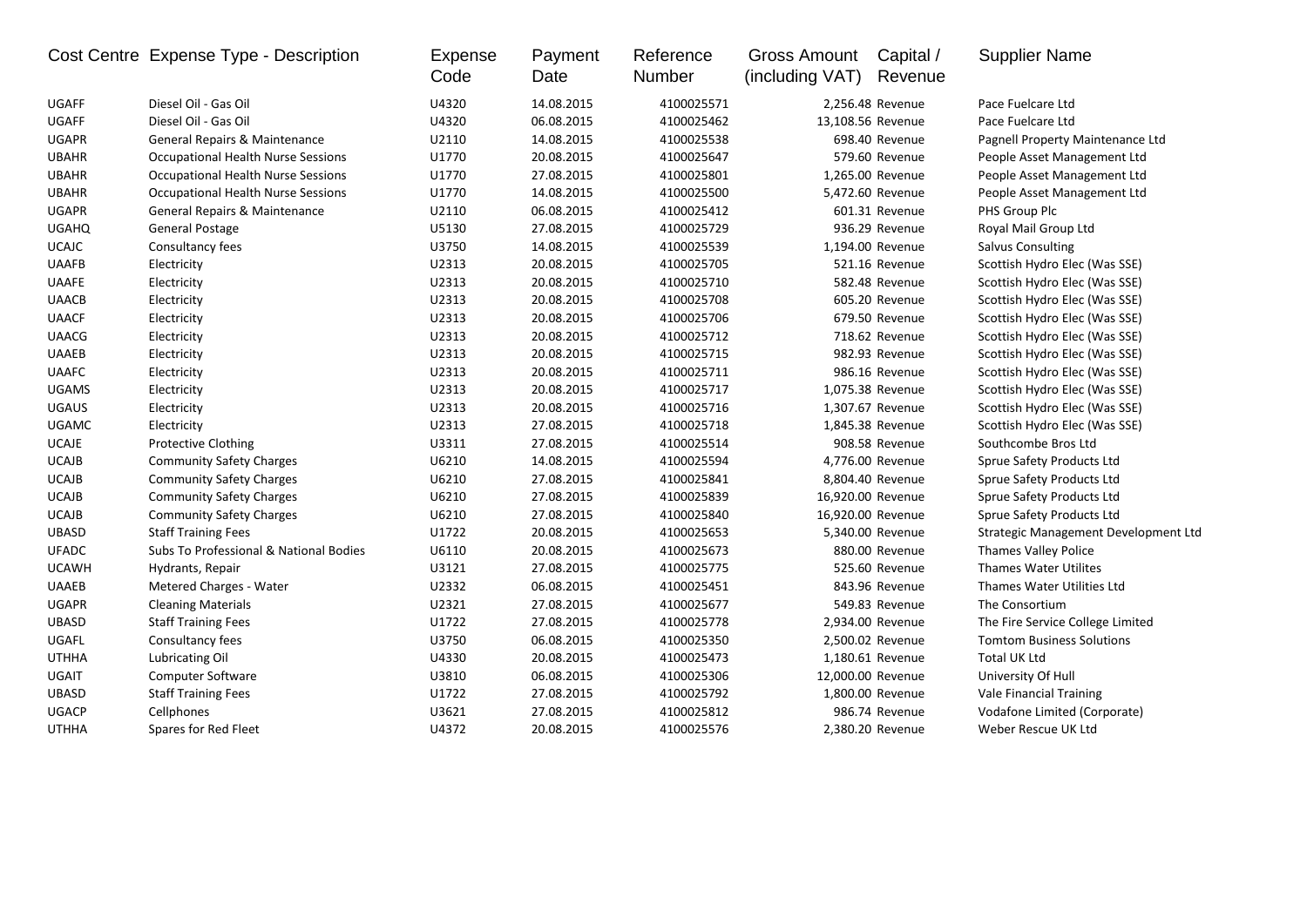| Cost Centre | Expense Type - Description | Expense Code | Payment Date | Reference Number | Gross Amount (including VAT) | Capital / Revenue | Supplier Name |
|---|---|---|---|---|---|---|---|
| UGAFF | Diesel Oil - Gas Oil | U4320 | 14.08.2015 | 4100025571 | 2,256.48 | Revenue | Pace Fuelcare Ltd |
| UGAFF | Diesel Oil - Gas Oil | U4320 | 06.08.2015 | 4100025462 | 13,108.56 | Revenue | Pace Fuelcare Ltd |
| UGAPR | General Repairs & Maintenance | U2110 | 14.08.2015 | 4100025538 | 698.40 | Revenue | Pagnell Property Maintenance Ltd |
| UBAHR | Occupational Health Nurse Sessions | U1770 | 20.08.2015 | 4100025647 | 579.60 | Revenue | People Asset Management Ltd |
| UBAHR | Occupational Health Nurse Sessions | U1770 | 27.08.2015 | 4100025801 | 1,265.00 | Revenue | People Asset Management Ltd |
| UBAHR | Occupational Health Nurse Sessions | U1770 | 14.08.2015 | 4100025500 | 5,472.60 | Revenue | People Asset Management Ltd |
| UGAPR | General Repairs & Maintenance | U2110 | 06.08.2015 | 4100025412 | 601.31 | Revenue | PHS Group Plc |
| UGAHQ | General Postage | U5130 | 27.08.2015 | 4100025729 | 936.29 | Revenue | Royal Mail Group Ltd |
| UCAJC | Consultancy fees | U3750 | 14.08.2015 | 4100025539 | 1,194.00 | Revenue | Salvus Consulting |
| UAAFB | Electricity | U2313 | 20.08.2015 | 4100025705 | 521.16 | Revenue | Scottish Hydro Elec (Was SSE) |
| UAAFE | Electricity | U2313 | 20.08.2015 | 4100025710 | 582.48 | Revenue | Scottish Hydro Elec (Was SSE) |
| UAACB | Electricity | U2313 | 20.08.2015 | 4100025708 | 605.20 | Revenue | Scottish Hydro Elec (Was SSE) |
| UAACF | Electricity | U2313 | 20.08.2015 | 4100025706 | 679.50 | Revenue | Scottish Hydro Elec (Was SSE) |
| UAACG | Electricity | U2313 | 20.08.2015 | 4100025712 | 718.62 | Revenue | Scottish Hydro Elec (Was SSE) |
| UAAEB | Electricity | U2313 | 20.08.2015 | 4100025715 | 982.93 | Revenue | Scottish Hydro Elec (Was SSE) |
| UAAFC | Electricity | U2313 | 20.08.2015 | 4100025711 | 986.16 | Revenue | Scottish Hydro Elec (Was SSE) |
| UGAMS | Electricity | U2313 | 20.08.2015 | 4100025717 | 1,075.38 | Revenue | Scottish Hydro Elec (Was SSE) |
| UGAUS | Electricity | U2313 | 20.08.2015 | 4100025716 | 1,307.67 | Revenue | Scottish Hydro Elec (Was SSE) |
| UGAMC | Electricity | U2313 | 27.08.2015 | 4100025718 | 1,845.38 | Revenue | Scottish Hydro Elec (Was SSE) |
| UCAJE | Protective Clothing | U3311 | 27.08.2015 | 4100025514 | 908.58 | Revenue | Southcombe Bros Ltd |
| UCAJB | Community Safety Charges | U6210 | 14.08.2015 | 4100025594 | 4,776.00 | Revenue | Sprue Safety Products Ltd |
| UCAJB | Community Safety Charges | U6210 | 27.08.2015 | 4100025841 | 8,804.40 | Revenue | Sprue Safety Products Ltd |
| UCAJB | Community Safety Charges | U6210 | 27.08.2015 | 4100025839 | 16,920.00 | Revenue | Sprue Safety Products Ltd |
| UCAJB | Community Safety Charges | U6210 | 27.08.2015 | 4100025840 | 16,920.00 | Revenue | Sprue Safety Products Ltd |
| UBASD | Staff Training Fees | U1722 | 20.08.2015 | 4100025653 | 5,340.00 | Revenue | Strategic Management Development Ltd |
| UFADC | Subs To Professional & National Bodies | U6110 | 20.08.2015 | 4100025673 | 880.00 | Revenue | Thames Valley Police |
| UCAWH | Hydrants, Repair | U3121 | 27.08.2015 | 4100025775 | 525.60 | Revenue | Thames Water Utilites |
| UAAEB | Metered Charges - Water | U2332 | 06.08.2015 | 4100025451 | 843.96 | Revenue | Thames Water Utilities Ltd |
| UGAPR | Cleaning Materials | U2321 | 27.08.2015 | 4100025677 | 549.83 | Revenue | The Consortium |
| UBASD | Staff Training Fees | U1722 | 27.08.2015 | 4100025778 | 2,934.00 | Revenue | The Fire Service College Limited |
| UGAFL | Consultancy fees | U3750 | 06.08.2015 | 4100025350 | 2,500.02 | Revenue | Tomtom Business Solutions |
| UTHHA | Lubricating Oil | U4330 | 20.08.2015 | 4100025473 | 1,180.61 | Revenue | Total UK Ltd |
| UGAIT | Computer Software | U3810 | 06.08.2015 | 4100025306 | 12,000.00 | Revenue | University Of Hull |
| UBASD | Staff Training Fees | U1722 | 27.08.2015 | 4100025792 | 1,800.00 | Revenue | Vale Financial Training |
| UGACP | Cellphones | U3621 | 27.08.2015 | 4100025812 | 986.74 | Revenue | Vodafone Limited (Corporate) |
| UTHHA | Spares for Red Fleet | U4372 | 20.08.2015 | 4100025576 | 2,380.20 | Revenue | Weber Rescue UK Ltd |